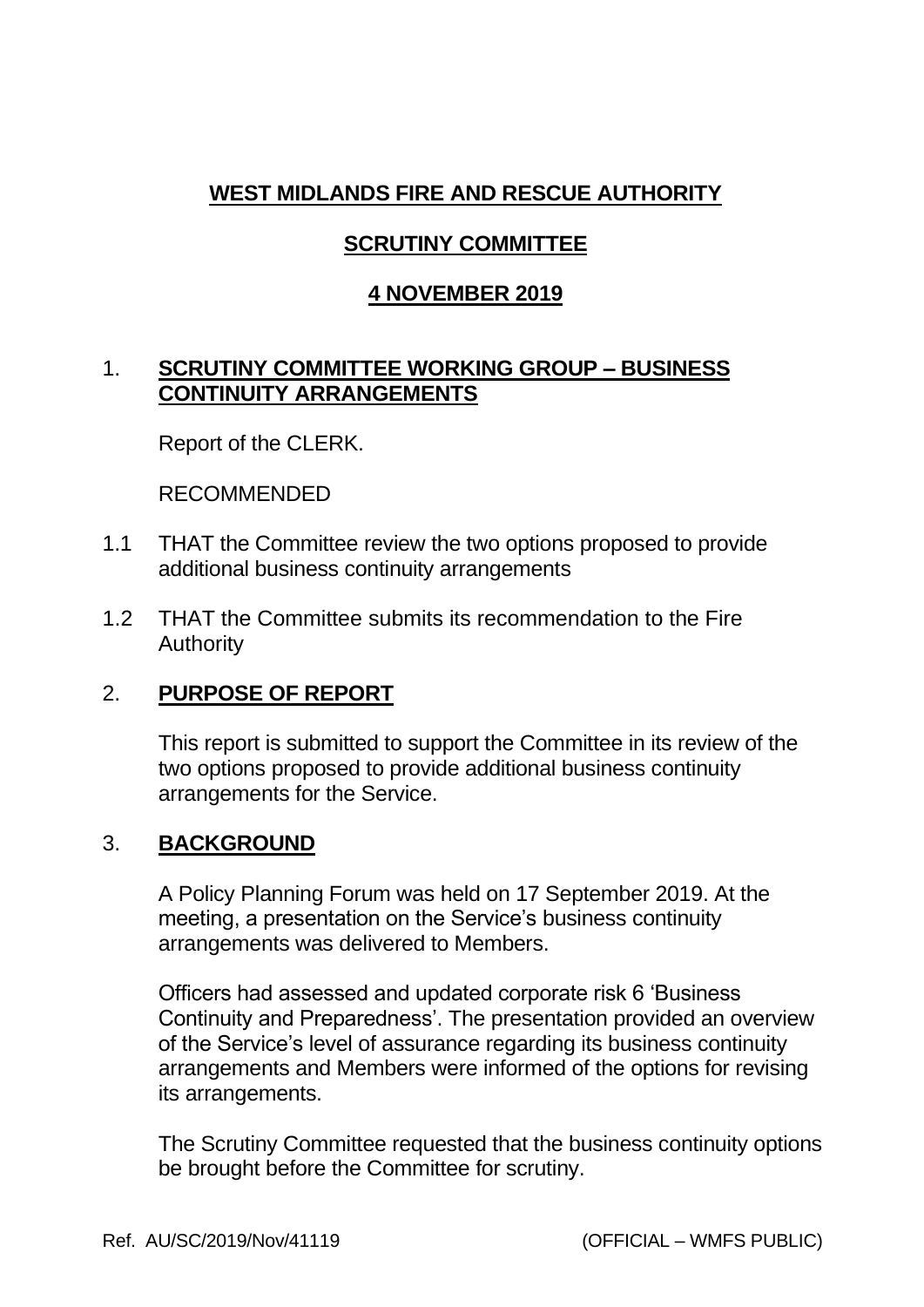# **WEST MIDLANDS FIRE AND RESCUE AUTHORITY**

## **SCRUTINY COMMITTEE**

## **4 NOVEMBER 2019**

1. **SCRUTINY COMMITTEE WORKING GROUP – BUSINESS CONTINUITY ARRANGEMENTS**

   Report of the CLERK.

   RECOMMENDED

1.1 THAT the Committee review the two options proposed to provide additional business continuity arrangements

1.2 THAT the Committee submits its recommendation to the Fire Authority

2. **PURPOSE OF REPORT**

   This report is submitted to support the Committee in its review of the two options proposed to provide additional business continuity arrangements for the Service.

3. **BACKGROUND**

   A Policy Planning Forum was held on 17 September 2019. At the meeting, a presentation on the Service's business continuity arrangements was delivered to Members.

   Officers had assessed and updated corporate risk 6 'Business Continuity and Preparedness'. The presentation provided an overview of the Service's level of assurance regarding its business continuity arrangements and Members were informed of the options for revising its arrangements.

   The Scrutiny Committee requested that the business continuity options be brought before the Committee for scrutiny.

Ref. AU/SC/2019/Nov/41119 (OFFICIAL – WMFS PUBLIC)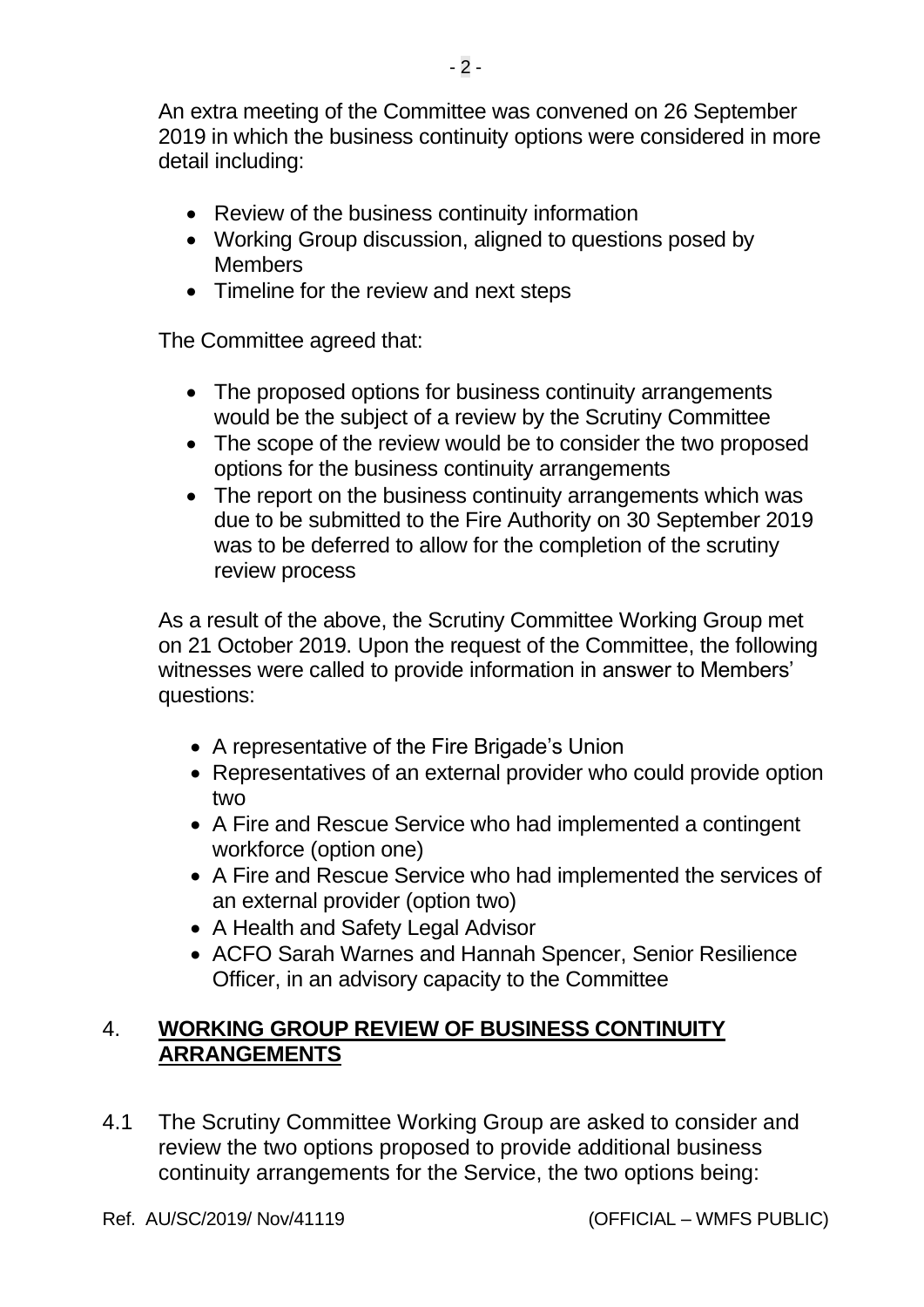An extra meeting of the Committee was convened on 26 September 2019 in which the business continuity options were considered in more detail including:

- Review of the business continuity information
- Working Group discussion, aligned to questions posed by Members
- Timeline for the review and next steps

The Committee agreed that:

- The proposed options for business continuity arrangements would be the subject of a review by the Scrutiny Committee
- The scope of the review would be to consider the two proposed options for the business continuity arrangements
- The report on the business continuity arrangements which was due to be submitted to the Fire Authority on 30 September 2019 was to be deferred to allow for the completion of the scrutiny review process

As a result of the above, the Scrutiny Committee Working Group met on 21 October 2019. Upon the request of the Committee, the following witnesses were called to provide information in answer to Members' questions:

- A representative of the Fire Brigade's Union
- Representatives of an external provider who could provide option two
- A Fire and Rescue Service who had implemented a contingent workforce (option one)
- A Fire and Rescue Service who had implemented the services of an external provider (option two)
- A Health and Safety Legal Advisor
- ACFO Sarah Warnes and Hannah Spencer, Senior Resilience Officer, in an advisory capacity to the Committee

## 4. **WORKING GROUP REVIEW OF BUSINESS CONTINUITY ARRANGEMENTS**

4.1 The Scrutiny Committee Working Group are asked to consider and review the two options proposed to provide additional business continuity arrangements for the Service, the two options being: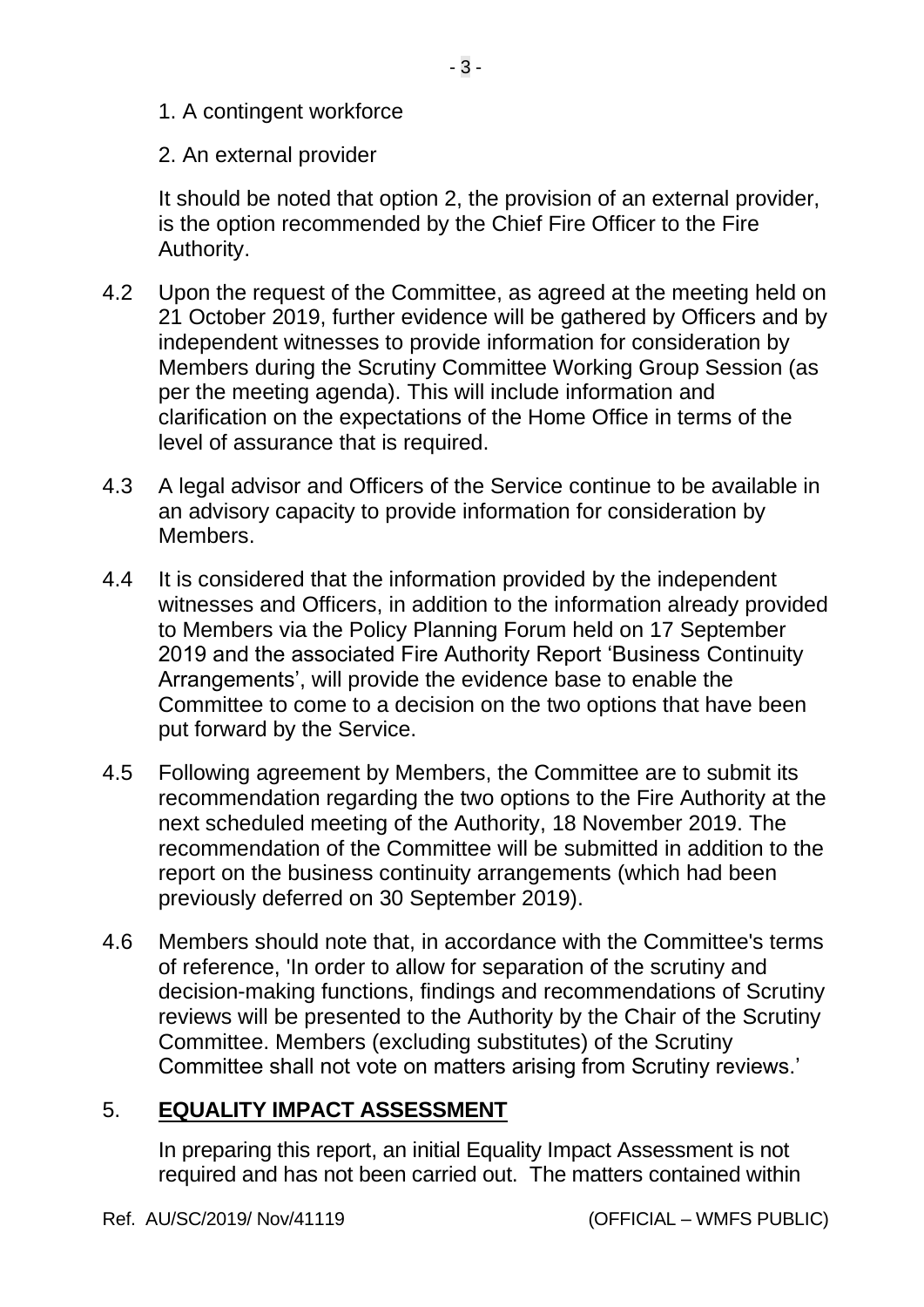1. A contingent workforce
2. An external provider

It should be noted that option 2, the provision of an external provider, is the option recommended by the Chief Fire Officer to the Fire Authority.

4.2 Upon the request of the Committee, as agreed at the meeting held on 21 October 2019, further evidence will be gathered by Officers and by independent witnesses to provide information for consideration by Members during the Scrutiny Committee Working Group Session (as per the meeting agenda). This will include information and clarification on the expectations of the Home Office in terms of the level of assurance that is required.

4.3 A legal advisor and Officers of the Service continue to be available in an advisory capacity to provide information for consideration by Members.

4.4 It is considered that the information provided by the independent witnesses and Officers, in addition to the information already provided to Members via the Policy Planning Forum held on 17 September 2019 and the associated Fire Authority Report 'Business Continuity Arrangements', will provide the evidence base to enable the Committee to come to a decision on the two options that have been put forward by the Service.

4.5 Following agreement by Members, the Committee are to submit its recommendation regarding the two options to the Fire Authority at the next scheduled meeting of the Authority, 18 November 2019. The recommendation of the Committee will be submitted in addition to the report on the business continuity arrangements (which had been previously deferred on 30 September 2019).

4.6 Members should note that, in accordance with the Committee's terms of reference, 'In order to allow for separation of the scrutiny and decision-making functions, findings and recommendations of Scrutiny reviews will be presented to the Authority by the Chair of the Scrutiny Committee. Members (excluding substitutes) of the Scrutiny Committee shall not vote on matters arising from Scrutiny reviews.'

## 5. **EQUALITY IMPACT ASSESSMENT**

In preparing this report, an initial Equality Impact Assessment is not required and has not been carried out. The matters contained within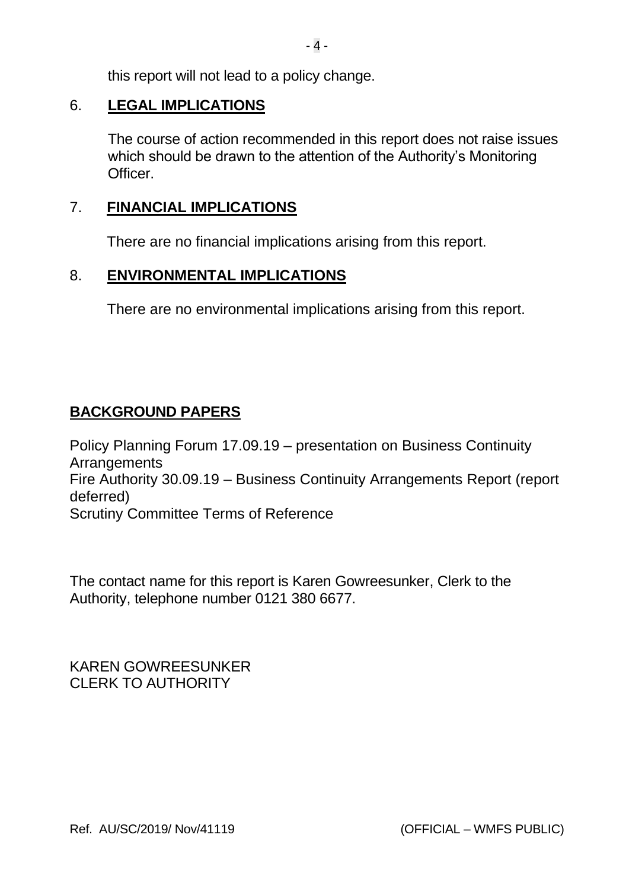this report will not lead to a policy change.

## 6. **LEGAL IMPLICATIONS**

The course of action recommended in this report does not raise issues which should be drawn to the attention of the Authority's Monitoring Officer.

## 7. **FINANCIAL IMPLICATIONS**

There are no financial implications arising from this report.

## 8. **ENVIRONMENTAL IMPLICATIONS**

There are no environmental implications arising from this report.

## **BACKGROUND PAPERS**

Policy Planning Forum 17.09.19 – presentation on Business Continuity Arrangements
Fire Authority 30.09.19 – Business Continuity Arrangements Report (report deferred)
Scrutiny Committee Terms of Reference

The contact name for this report is Karen Gowreesunker, Clerk to the Authority, telephone number 0121 380 6677.

KAREN GOWREESUNKER
CLERK TO AUTHORITY

Ref. AU/SC/2019/ Nov/41119 (OFFICIAL – WMFS PUBLIC)